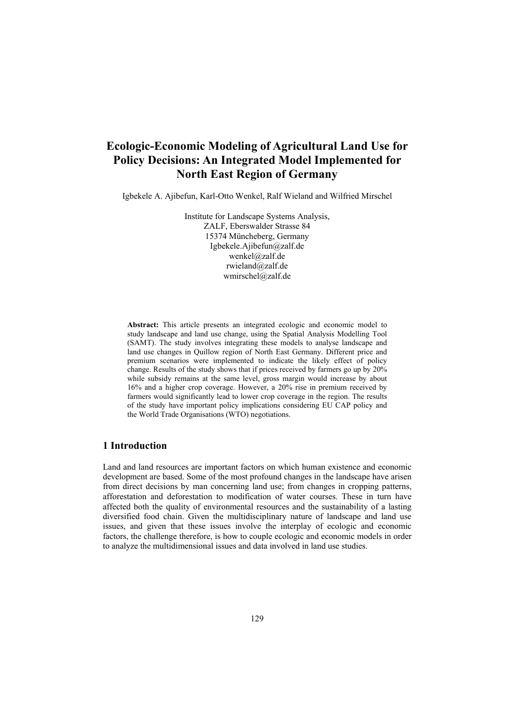# Ecologic-Economic Modeling of Agricultural Land Use for Policy Decisions: An Integrated Model Implemented for North East Region of Germany

Igbekele A. Ajibefun, Karl-Otto Wenkel, Ralf Wieland and Wilfried Mirschel

Institute for Landscape Systems Analysis,
ZALF, Eberswalder Strasse 84
15374 Müncheberg, Germany
Igbekele.Ajibefun@zalf.de
wenkel@zalf.de
rwieland@zalf.de
wmirschel@zalf.de

**Abstract:** This article presents an integrated ecologic and economic model to study landscape and land use change, using the Spatial Analysis Modelling Tool (SAMT). The study involves integrating these models to analyse landscape and land use changes in Quillow region of North East Germany. Different price and premium scenarios were implemented to indicate the likely effect of policy change. Results of the study shows that if prices received by farmers go up by 20% while subsidy remains at the same level, gross margin would increase by about 16% and a higher crop coverage. However, a 20% rise in premium received by farmers would significantly lead to lower crop coverage in the region. The results of the study have important policy implications considering EU CAP policy and the World Trade Organisations (WTO) negotiations.

## 1 Introduction

Land and land resources are important factors on which human existence and economic development are based. Some of the most profound changes in the landscape have arisen from direct decisions by man concerning land use; from changes in cropping patterns, afforestation and deforestation to modification of water courses. These in turn have affected both the quality of environmental resources and the sustainability of a lasting diversified food chain. Given the multidisciplinary nature of landscape and land use issues, and given that these issues involve the interplay of ecologic and economic factors, the challenge therefore, is how to couple ecologic and economic models in order to analyze the multidimensional issues and data involved in land use studies.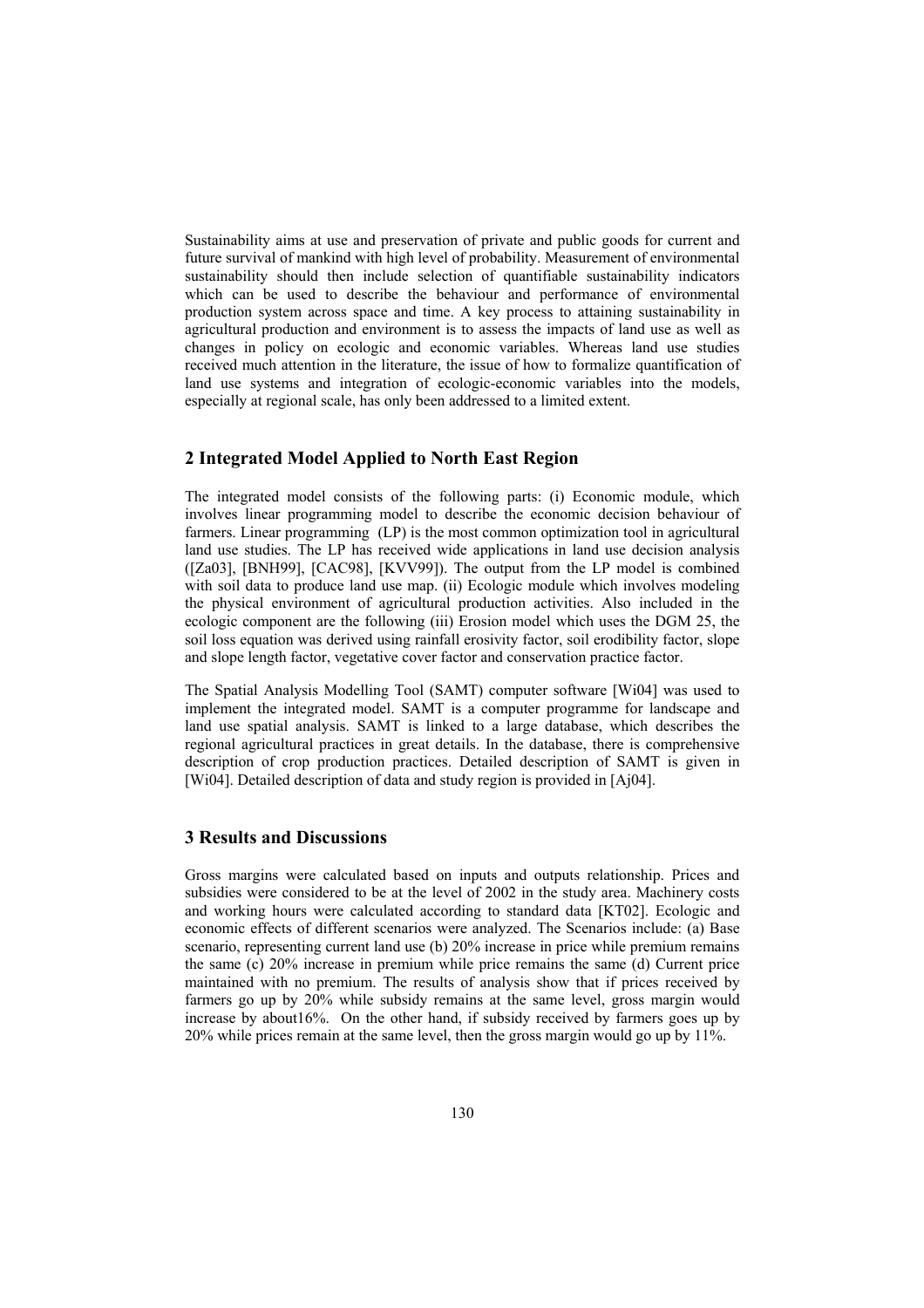Sustainability aims at use and preservation of private and public goods for current and future survival of mankind with high level of probability. Measurement of environmental sustainability should then include selection of quantifiable sustainability indicators which can be used to describe the behaviour and performance of environmental production system across space and time. A key process to attaining sustainability in agricultural production and environment is to assess the impacts of land use as well as changes in policy on ecologic and economic variables. Whereas land use studies received much attention in the literature, the issue of how to formalize quantification of land use systems and integration of ecologic-economic variables into the models, especially at regional scale, has only been addressed to a limited extent.

## 2 Integrated Model Applied to North East Region

The integrated model consists of the following parts: (i) Economic module, which involves linear programming model to describe the economic decision behaviour of farmers. Linear programming (LP) is the most common optimization tool in agricultural land use studies. The LP has received wide applications in land use decision analysis ([Za03], [BNH99], [CAC98], [KVV99]). The output from the LP model is combined with soil data to produce land use map. (ii) Ecologic module which involves modeling the physical environment of agricultural production activities. Also included in the ecologic component are the following (iii) Erosion model which uses the DGM 25, the soil loss equation was derived using rainfall erosivity factor, soil erodibility factor, slope and slope length factor, vegetative cover factor and conservation practice factor.

The Spatial Analysis Modelling Tool (SAMT) computer software [Wi04] was used to implement the integrated model. SAMT is a computer programme for landscape and land use spatial analysis. SAMT is linked to a large database, which describes the regional agricultural practices in great details. In the database, there is comprehensive description of crop production practices. Detailed description of SAMT is given in [Wi04]. Detailed description of data and study region is provided in [Aj04].

## 3 Results and Discussions

Gross margins were calculated based on inputs and outputs relationship. Prices and subsidies were considered to be at the level of 2002 in the study area. Machinery costs and working hours were calculated according to standard data [KT02]. Ecologic and economic effects of different scenarios were analyzed. The Scenarios include: (a) Base scenario, representing current land use (b) 20% increase in price while premium remains the same (c) 20% increase in premium while price remains the same (d) Current price maintained with no premium. The results of analysis show that if prices received by farmers go up by 20% while subsidy remains at the same level, gross margin would increase by about16%. On the other hand, if subsidy received by farmers goes up by 20% while prices remain at the same level, then the gross margin would go up by 11%.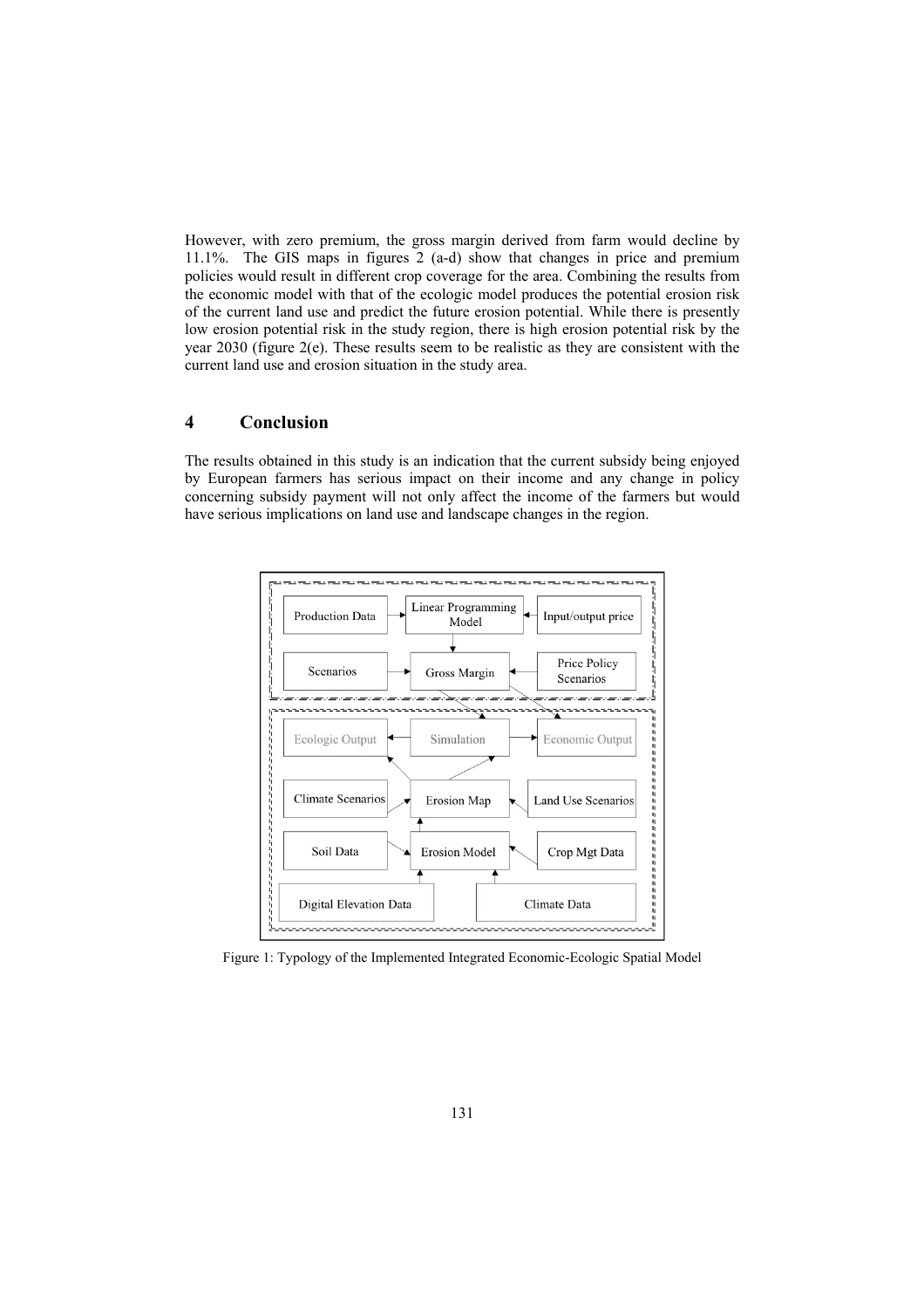However, with zero premium, the gross margin derived from farm would decline by 11.1%. The GIS maps in figures 2 (a-d) show that changes in price and premium policies would result in different crop coverage for the area. Combining the results from the economic model with that of the ecologic model produces the potential erosion risk of the current land use and predict the future erosion potential. While there is presently low erosion potential risk in the study region, there is high erosion potential risk by the year 2030 (figure 2(e). These results seem to be realistic as they are consistent with the current land use and erosion situation in the study area.

## 4 Conclusion

The results obtained in this study is an indication that the current subsidy being enjoyed by European farmers has serious impact on their income and any change in policy concerning subsidy payment will not only affect the income of the farmers but would have serious implications on land use and landscape changes in the region.

Production Data
Linear Programming Model
Input/output price
Scenarios
Gross Margin
Price Policy Scenarios
Ecologic Output
Simulation
Economic Output
Climate Scenarios
Erosion Map
Land Use Scenarios
Soil Data
Erosion Model
Crop Mgt Data
Digital Elevation Data
Climate Data

Figure 1: Typology of the Implemented Integrated Economic-Ecologic Spatial Model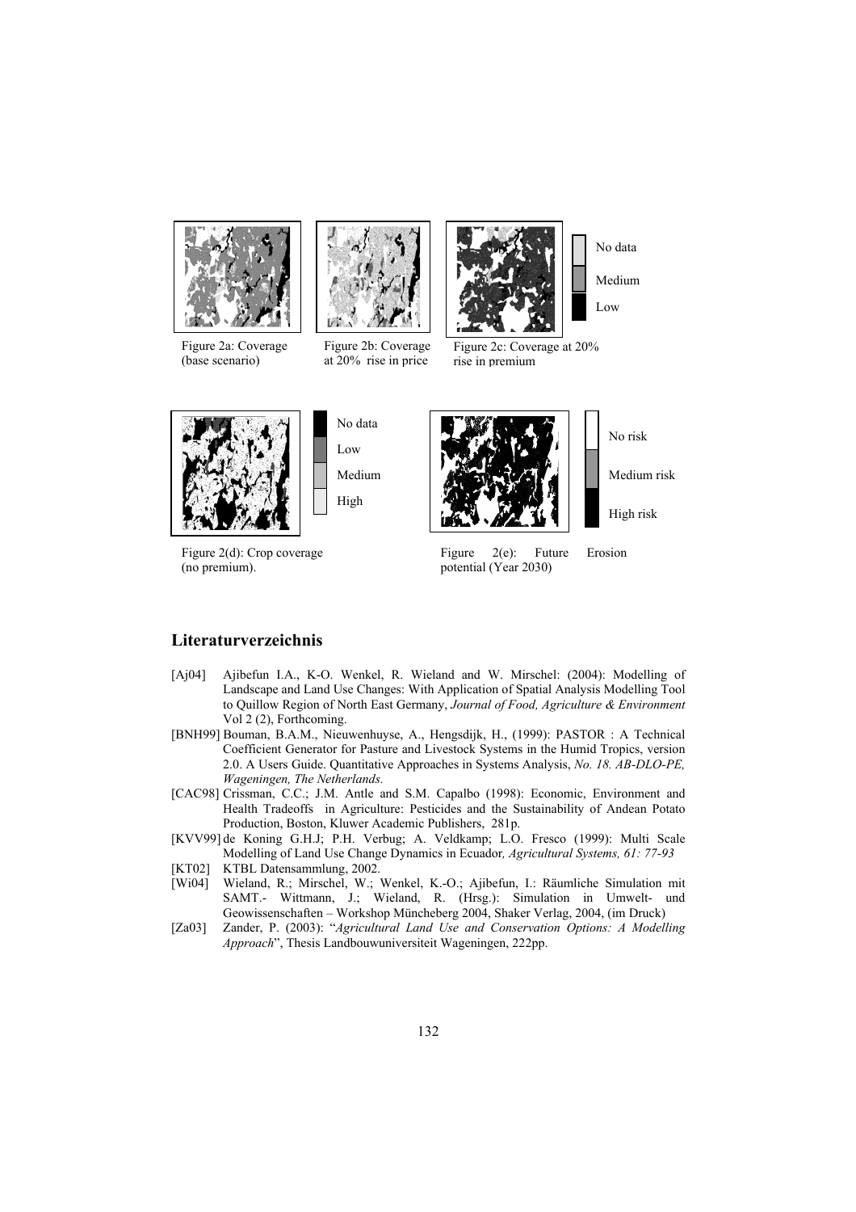No data

Medium

Low

Figure 2a: Coverage (base scenario)

Figure 2b: Coverage at 20% rise in price

Figure 2c: Coverage at 20% rise in premium

No data

Low

Medium

High

Figure 2(d): Crop coverage (no premium).

No risk

Medium risk

High risk

Figure 2(e): Future Erosion potential (Year 2030)

## Literaturverzeichnis

[Aj04] Ajibefun I.A., K-O. Wenkel, R. Wieland and W. Mirschel: (2004): Modelling of Landscape and Land Use Changes: With Application of Spatial Analysis Modelling Tool to Quillow Region of North East Germany, *Journal of Food, Agriculture & Environment* Vol 2 (2), Forthcoming.

[BNH99] Bouman, B.A.M., Nieuwenhuyse, A., Hengsdijk, H., (1999): PASTOR : A Technical Coefficient Generator for Pasture and Livestock Systems in the Humid Tropics, version 2.0. A Users Guide. Quantitative Approaches in Systems Analysis, *No. 18. AB-DLO-PE, Wageningen, The Netherlands.*

[CAC98] Crissman, C.C.; J.M. Antle and S.M. Capalbo (1998): Economic, Environment and Health Tradeoffs in Agriculture: Pesticides and the Sustainability of Andean Potato Production, Boston, Kluwer Academic Publishers, 281p.

[KVV99] de Koning G.H.J; P.H. Verbug; A. Veldkamp; L.O. Fresco (1999): Multi Scale Modelling of Land Use Change Dynamics in Ecuador*, Agricultural Systems, 61: 77-93*

[KT02] KTBL Datensammlung, 2002.

[Wi04] Wieland, R.; Mirschel, W.; Wenkel, K.-O.; Ajibefun, I.: Räumliche Simulation mit SAMT.- Wittmann, J.; Wieland, R. (Hrsg.): Simulation in Umwelt- und Geowissenschaften – Workshop Müncheberg 2004, Shaker Verlag, 2004, (im Druck)

[Za03] Zander, P. (2003): "*Agricultural Land Use and Conservation Options: A Modelling Approach*", Thesis Landbouwuniversiteit Wageningen, 222pp.